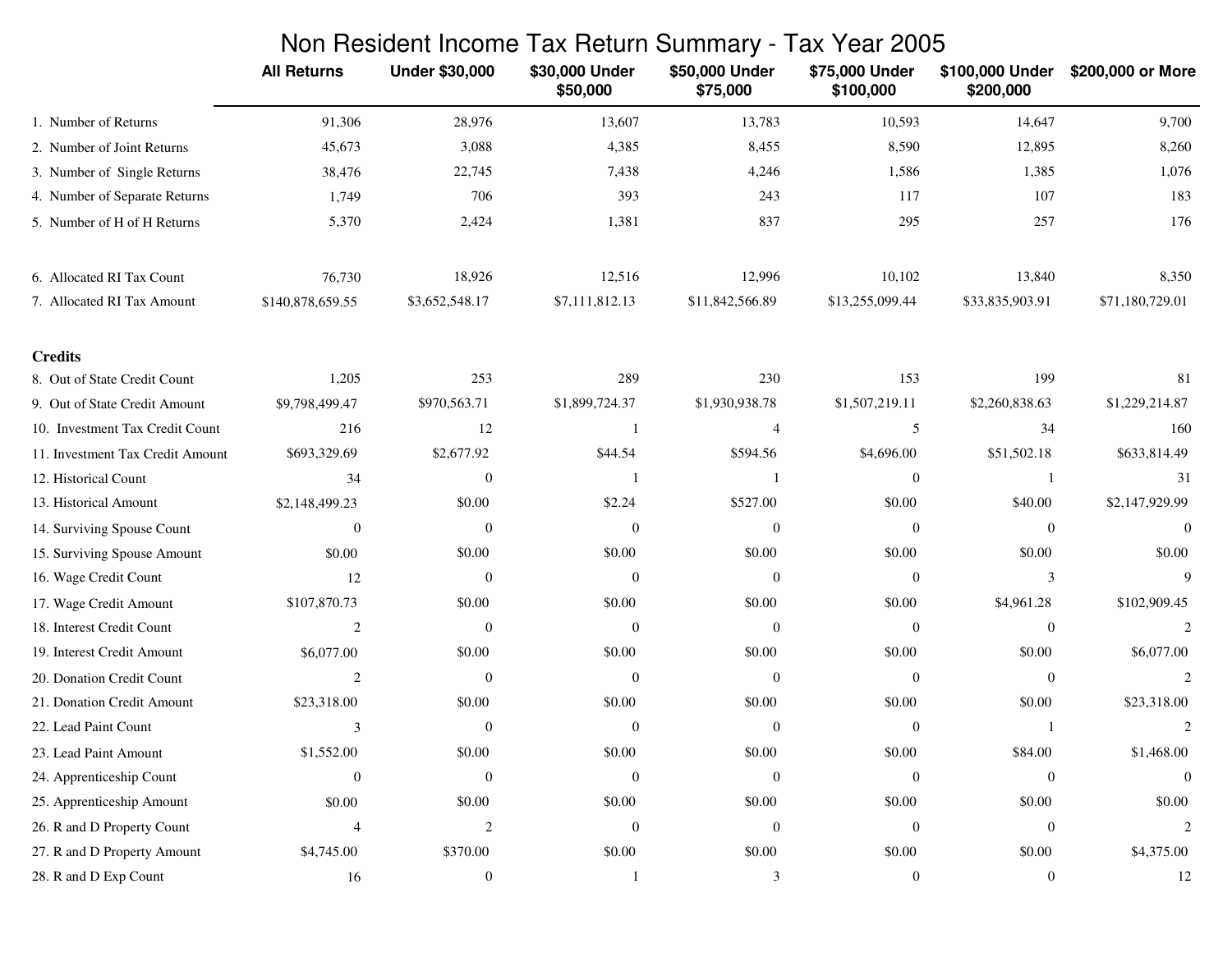# Non Resident Income Tax Return Summary - Tax Year 2005

| | All Returns | Under $30,000 | $30,000 Under $50,000 | $50,000 Under $75,000 | $75,000 Under $100,000 | $100,000 Under $200,000 | $200,000 or More |
|---|---|---|---|---|---|---|---|
| 1. Number of Returns | 91,306 | 28,976 | 13,607 | 13,783 | 10,593 | 14,647 | 9,700 |
| 2. Number of Joint Returns | 45,673 | 3,088 | 4,385 | 8,455 | 8,590 | 12,895 | 8,260 |
| 3. Number of Single Returns | 38,476 | 22,745 | 7,438 | 4,246 | 1,586 | 1,385 | 1,076 |
| 4. Number of Separate Returns | 1,749 | 706 | 393 | 243 | 117 | 107 | 183 |
| 5. Number of H of H Returns | 5,370 | 2,424 | 1,381 | 837 | 295 | 257 | 176 |
| 6. Allocated RI Tax Count | 76,730 | 18,926 | 12,516 | 12,996 | 10,102 | 13,840 | 8,350 |
| 7. Allocated RI Tax Amount | $140,878,659.55 | $3,652,548.17 | $7,111,812.13 | $11,842,566.89 | $13,255,099.44 | $33,835,903.91 | $71,180,729.01 |
| **Credits** | | | | | | | |
| 8. Out of State Credit Count | 1,205 | 253 | 289 | 230 | 153 | 199 | 81 |
| 9. Out of State Credit Amount | $9,798,499.47 | $970,563.71 | $1,899,724.37 | $1,930,938.78 | $1,507,219.11 | $2,260,838.63 | $1,229,214.87 |
| 10. Investment Tax Credit Count | 216 | 12 | 1 | 4 | 5 | 34 | 160 |
| 11. Investment Tax Credit Amount | $693,329.69 | $2,677.92 | $44.54 | $594.56 | $4,696.00 | $51,502.18 | $633,814.49 |
| 12. Historical Count | 34 | 0 | 1 | 1 | 0 | 1 | 31 |
| 13. Historical Amount | $2,148,499.23 | $0.00 | $2.24 | $527.00 | $0.00 | $40.00 | $2,147,929.99 |
| 14. Surviving Spouse Count | 0 | 0 | 0 | 0 | 0 | 0 | 0 |
| 15. Surviving Spouse Amount | $0.00 | $0.00 | $0.00 | $0.00 | $0.00 | $0.00 | $0.00 |
| 16. Wage Credit Count | 12 | 0 | 0 | 0 | 0 | 3 | 9 |
| 17. Wage Credit Amount | $107,870.73 | $0.00 | $0.00 | $0.00 | $0.00 | $4,961.28 | $102,909.45 |
| 18. Interest Credit Count | 2 | 0 | 0 | 0 | 0 | 0 | 2 |
| 19. Interest Credit Amount | $6,077.00 | $0.00 | $0.00 | $0.00 | $0.00 | $0.00 | $6,077.00 |
| 20. Donation Credit Count | 2 | 0 | 0 | 0 | 0 | 0 | 2 |
| 21. Donation Credit Amount | $23,318.00 | $0.00 | $0.00 | $0.00 | $0.00 | $0.00 | $23,318.00 |
| 22. Lead Paint Count | 3 | 0 | 0 | 0 | 0 | 1 | 2 |
| 23. Lead Paint Amount | $1,552.00 | $0.00 | $0.00 | $0.00 | $0.00 | $84.00 | $1,468.00 |
| 24. Apprenticeship Count | 0 | 0 | 0 | 0 | 0 | 0 | 0 |
| 25. Apprenticeship Amount | $0.00 | $0.00 | $0.00 | $0.00 | $0.00 | $0.00 | $0.00 |
| 26. R and D Property Count | 4 | 2 | 0 | 0 | 0 | 0 | 2 |
| 27. R and D Property Amount | $4,745.00 | $370.00 | $0.00 | $0.00 | $0.00 | $0.00 | $4,375.00 |
| 28. R and D Exp Count | 16 | 0 | 1 | 3 | 0 | 0 | 12 |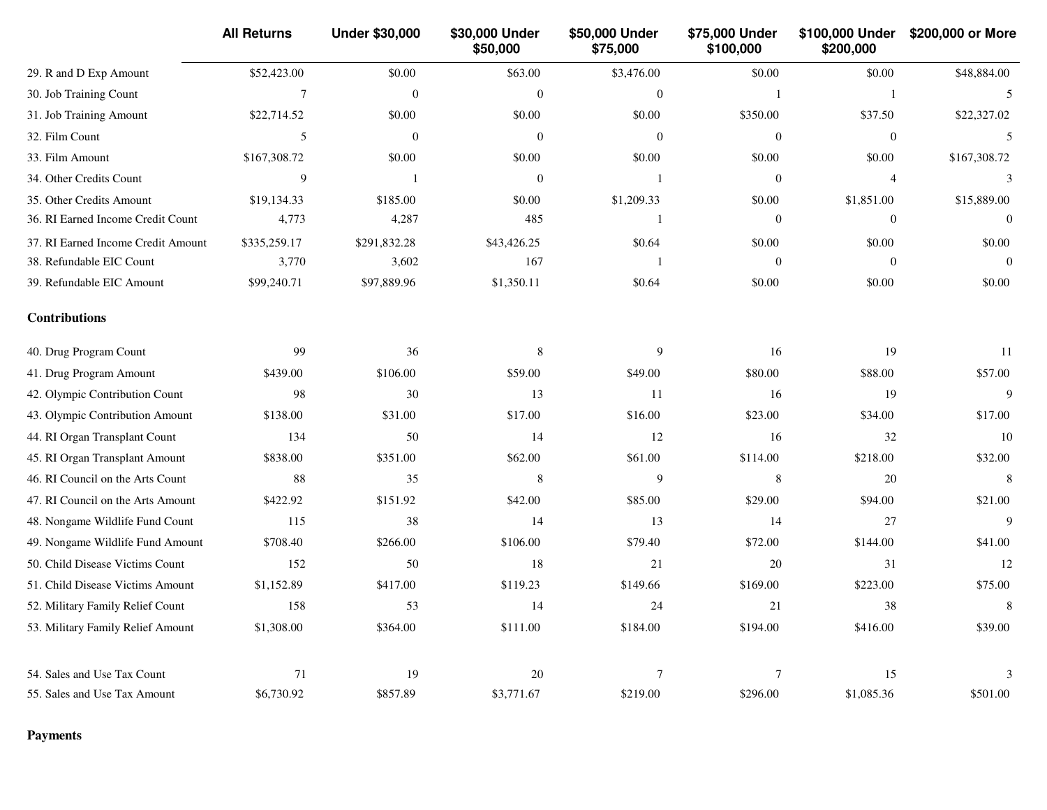| | All Returns | Under $30,000 | $30,000 Under $50,000 | $50,000 Under $75,000 | $75,000 Under $100,000 | $100,000 Under $200,000 | $200,000 or More |
|---|---|---|---|---|---|---|---|
| 29. R and D Exp Amount | $52,423.00 | $0.00 | $63.00 | $3,476.00 | $0.00 | $0.00 | $48,884.00 |
| 30. Job Training Count | 7 | 0 | 0 | 0 | 1 | 1 | 5 |
| 31. Job Training Amount | $22,714.52 | $0.00 | $0.00 | $0.00 | $350.00 | $37.50 | $22,327.02 |
| 32. Film Count | 5 | 0 | 0 | 0 | 0 | 0 | 5 |
| 33. Film Amount | $167,308.72 | $0.00 | $0.00 | $0.00 | $0.00 | $0.00 | $167,308.72 |
| 34. Other Credits Count | 9 | 1 | 0 | 1 | 0 | 4 | 3 |
| 35. Other Credits Amount | $19,134.33 | $185.00 | $0.00 | $1,209.33 | $0.00 | $1,851.00 | $15,889.00 |
| 36. RI Earned Income Credit Count | 4,773 | 4,287 | 485 | 1 | 0 | 0 | 0 |
| 37. RI Earned Income Credit Amount | $335,259.17 | $291,832.28 | $43,426.25 | $0.64 | $0.00 | $0.00 | $0.00 |
| 38. Refundable EIC Count | 3,770 | 3,602 | 167 | 1 | 0 | 0 | 0 |
| 39. Refundable EIC Amount | $99,240.71 | $97,889.96 | $1,350.11 | $0.64 | $0.00 | $0.00 | $0.00 |
| **Contributions** | | | | | | | |
| 40. Drug Program Count | 99 | 36 | 8 | 9 | 16 | 19 | 11 |
| 41. Drug Program Amount | $439.00 | $106.00 | $59.00 | $49.00 | $80.00 | $88.00 | $57.00 |
| 42. Olympic Contribution Count | 98 | 30 | 13 | 11 | 16 | 19 | 9 |
| 43. Olympic Contribution Amount | $138.00 | $31.00 | $17.00 | $16.00 | $23.00 | $34.00 | $17.00 |
| 44. RI Organ Transplant Count | 134 | 50 | 14 | 12 | 16 | 32 | 10 |
| 45. RI Organ Transplant Amount | $838.00 | $351.00 | $62.00 | $61.00 | $114.00 | $218.00 | $32.00 |
| 46. RI Council on the Arts Count | 88 | 35 | 8 | 9 | 8 | 20 | 8 |
| 47. RI Council on the Arts Amount | $422.92 | $151.92 | $42.00 | $85.00 | $29.00 | $94.00 | $21.00 |
| 48. Nongame Wildlife Fund Count | 115 | 38 | 14 | 13 | 14 | 27 | 9 |
| 49. Nongame Wildlife Fund Amount | $708.40 | $266.00 | $106.00 | $79.40 | $72.00 | $144.00 | $41.00 |
| 50. Child Disease Victims Count | 152 | 50 | 18 | 21 | 20 | 31 | 12 |
| 51. Child Disease Victims Amount | $1,152.89 | $417.00 | $119.23 | $149.66 | $169.00 | $223.00 | $75.00 |
| 52. Military Family Relief Count | 158 | 53 | 14 | 24 | 21 | 38 | 8 |
| 53. Military Family Relief Amount | $1,308.00 | $364.00 | $111.00 | $184.00 | $194.00 | $416.00 | $39.00 |
| 54. Sales and Use Tax Count | 71 | 19 | 20 | 7 | 7 | 15 | 3 |
| 55. Sales and Use Tax Amount | $6,730.92 | $857.89 | $3,771.67 | $219.00 | $296.00 | $1,085.36 | $501.00 |

**Payments**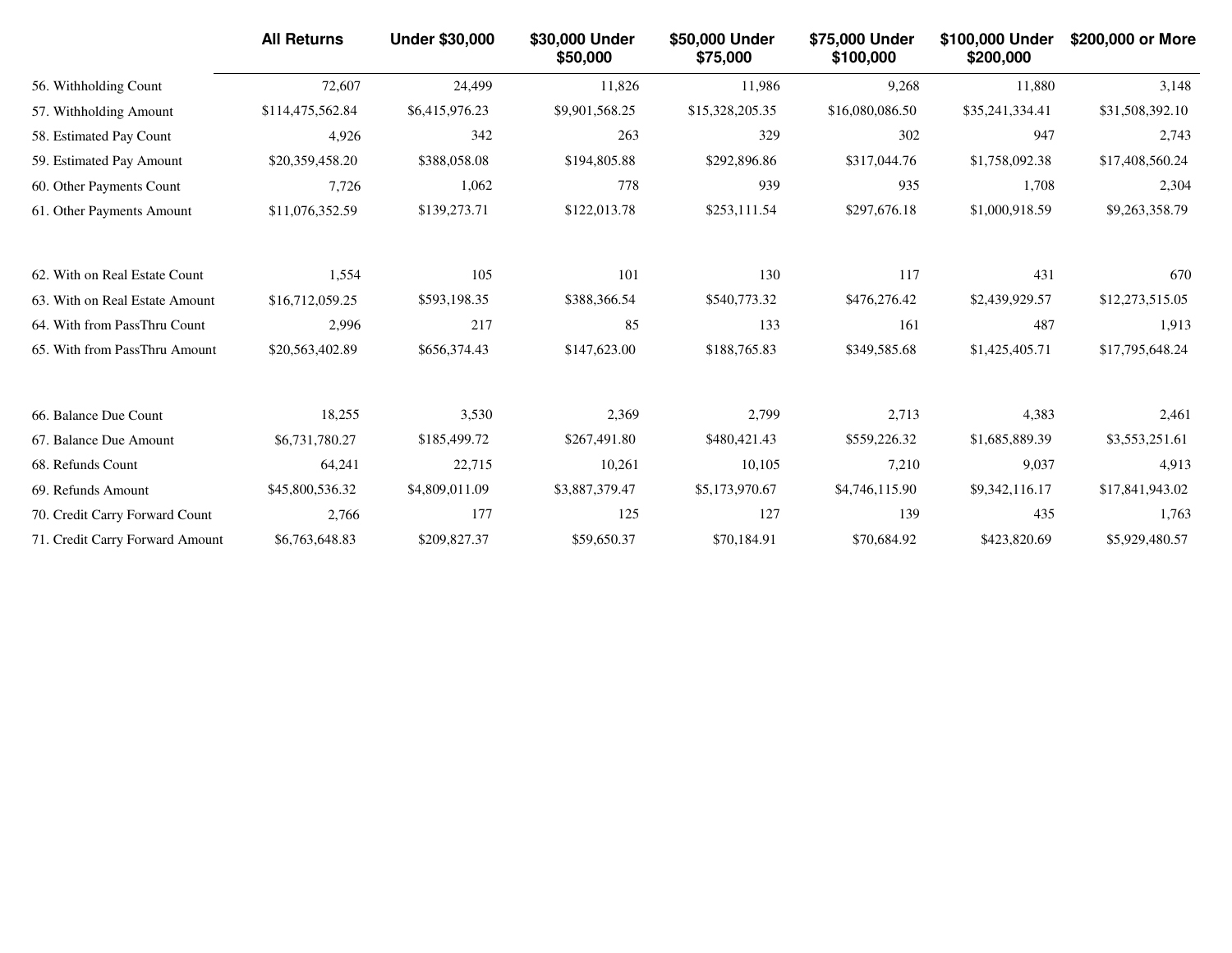| | All Returns | Under $30,000 | $30,000 Under $50,000 | $50,000 Under $75,000 | $75,000 Under $100,000 | $100,000 Under $200,000 | $200,000 or More |
|---|---|---|---|---|---|---|---|
| 56. Withholding Count | 72,607 | 24,499 | 11,826 | 11,986 | 9,268 | 11,880 | 3,148 |
| 57. Withholding Amount | $114,475,562.84 | $6,415,976.23 | $9,901,568.25 | $15,328,205.35 | $16,080,086.50 | $35,241,334.41 | $31,508,392.10 |
| 58. Estimated Pay Count | 4,926 | 342 | 263 | 329 | 302 | 947 | 2,743 |
| 59. Estimated Pay Amount | $20,359,458.20 | $388,058.08 | $194,805.88 | $292,896.86 | $317,044.76 | $1,758,092.38 | $17,408,560.24 |
| 60. Other Payments Count | 7,726 | 1,062 | 778 | 939 | 935 | 1,708 | 2,304 |
| 61. Other Payments Amount | $11,076,352.59 | $139,273.71 | $122,013.78 | $253,111.54 | $297,676.18 | $1,000,918.59 | $9,263,358.79 |
| 62. With on Real Estate Count | 1,554 | 105 | 101 | 130 | 117 | 431 | 670 |
| 63. With on Real Estate Amount | $16,712,059.25 | $593,198.35 | $388,366.54 | $540,773.32 | $476,276.42 | $2,439,929.57 | $12,273,515.05 |
| 64. With from PassThru Count | 2,996 | 217 | 85 | 133 | 161 | 487 | 1,913 |
| 65. With from PassThru Amount | $20,563,402.89 | $656,374.43 | $147,623.00 | $188,765.83 | $349,585.68 | $1,425,405.71 | $17,795,648.24 |
| 66. Balance Due Count | 18,255 | 3,530 | 2,369 | 2,799 | 2,713 | 4,383 | 2,461 |
| 67. Balance Due Amount | $6,731,780.27 | $185,499.72 | $267,491.80 | $480,421.43 | $559,226.32 | $1,685,889.39 | $3,553,251.61 |
| 68. Refunds Count | 64,241 | 22,715 | 10,261 | 10,105 | 7,210 | 9,037 | 4,913 |
| 69. Refunds Amount | $45,800,536.32 | $4,809,011.09 | $3,887,379.47 | $5,173,970.67 | $4,746,115.90 | $9,342,116.17 | $17,841,943.02 |
| 70. Credit Carry Forward Count | 2,766 | 177 | 125 | 127 | 139 | 435 | 1,763 |
| 71. Credit Carry Forward Amount | $6,763,648.83 | $209,827.37 | $59,650.37 | $70,184.91 | $70,684.92 | $423,820.69 | $5,929,480.57 |